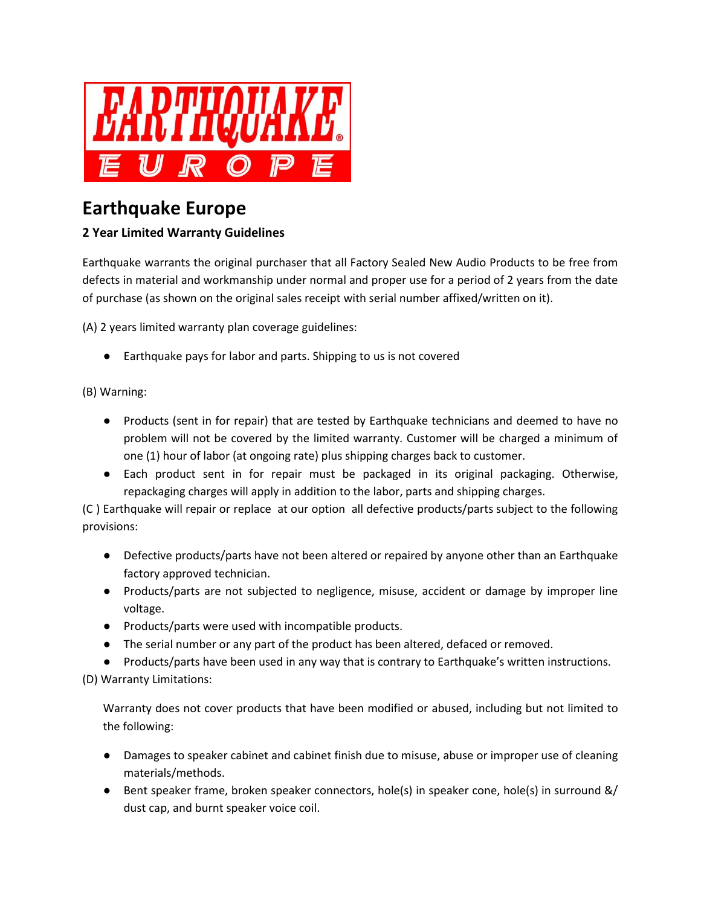# Earthquake Europe

**2 Year Limited Warranty Guidelines**

Earthquake warrants the original purchaser that all Factory Sealed New Audio Products to be free from defects in material and workmanship under normal and proper use for a period of 2 years from the date of purchase (as shown on the original sales receipt with serial number affixed/written on it).

(A) 2 years limited warranty plan coverage guidelines:

- Earthquake pays for labor and parts. Shipping to us is not covered

(B) Warning:

- Products (sent in for repair) that are tested by Earthquake technicians and deemed to have no problem will not be covered by the limited warranty. Customer will be charged a minimum of one (1) hour of labor (at ongoing rate) plus shipping charges back to customer.
- Each product sent in for repair must be packaged in its original packaging. Otherwise, repackaging charges will apply in addition to the labor, parts and shipping charges.

(C ) Earthquake will repair or replace at our option all defective products/parts subject to the following provisions:

- Defective products/parts have not been altered or repaired by anyone other than an Earthquake factory approved technician.
- Products/parts are not subjected to negligence, misuse, accident or damage by improper line voltage.
- Products/parts were used with incompatible products.
- The serial number or any part of the product has been altered, defaced or removed.
- Products/parts have been used in any way that is contrary to Earthquake's written instructions.

(D) Warranty Limitations:

Warranty does not cover products that have been modified or abused, including but not limited to the following:

- Damages to speaker cabinet and cabinet finish due to misuse, abuse or improper use of cleaning materials/methods.
- Bent speaker frame, broken speaker connectors, hole(s) in speaker cone, hole(s) in surround &/ dust cap, and burnt speaker voice coil.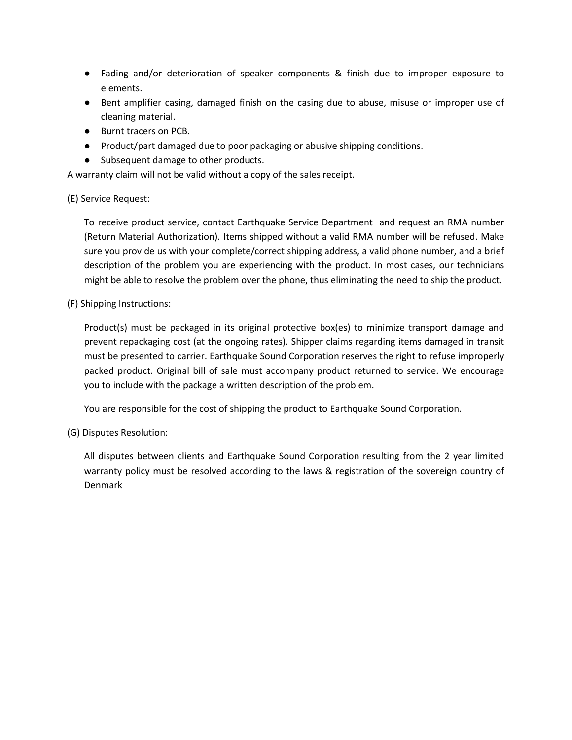- Fading and/or deterioration of speaker components & finish due to improper exposure to elements.
- Bent amplifier casing, damaged finish on the casing due to abuse, misuse or improper use of cleaning material.
- Burnt tracers on PCB.
- Product/part damaged due to poor packaging or abusive shipping conditions.
- Subsequent damage to other products.

A warranty claim will not be valid without a copy of the sales receipt.

(E) Service Request:

To receive product service, contact Earthquake Service Department and request an RMA number (Return Material Authorization). Items shipped without a valid RMA number will be refused. Make sure you provide us with your complete/correct shipping address, a valid phone number, and a brief description of the problem you are experiencing with the product. In most cases, our technicians might be able to resolve the problem over the phone, thus eliminating the need to ship the product.

(F) Shipping Instructions:

Product(s) must be packaged in its original protective box(es) to minimize transport damage and prevent repackaging cost (at the ongoing rates). Shipper claims regarding items damaged in transit must be presented to carrier. Earthquake Sound Corporation reserves the right to refuse improperly packed product. Original bill of sale must accompany product returned to service. We encourage you to include with the package a written description of the problem.

You are responsible for the cost of shipping the product to Earthquake Sound Corporation.

(G) Disputes Resolution:

All disputes between clients and Earthquake Sound Corporation resulting from the 2 year limited warranty policy must be resolved according to the laws & registration of the sovereign country of Denmark